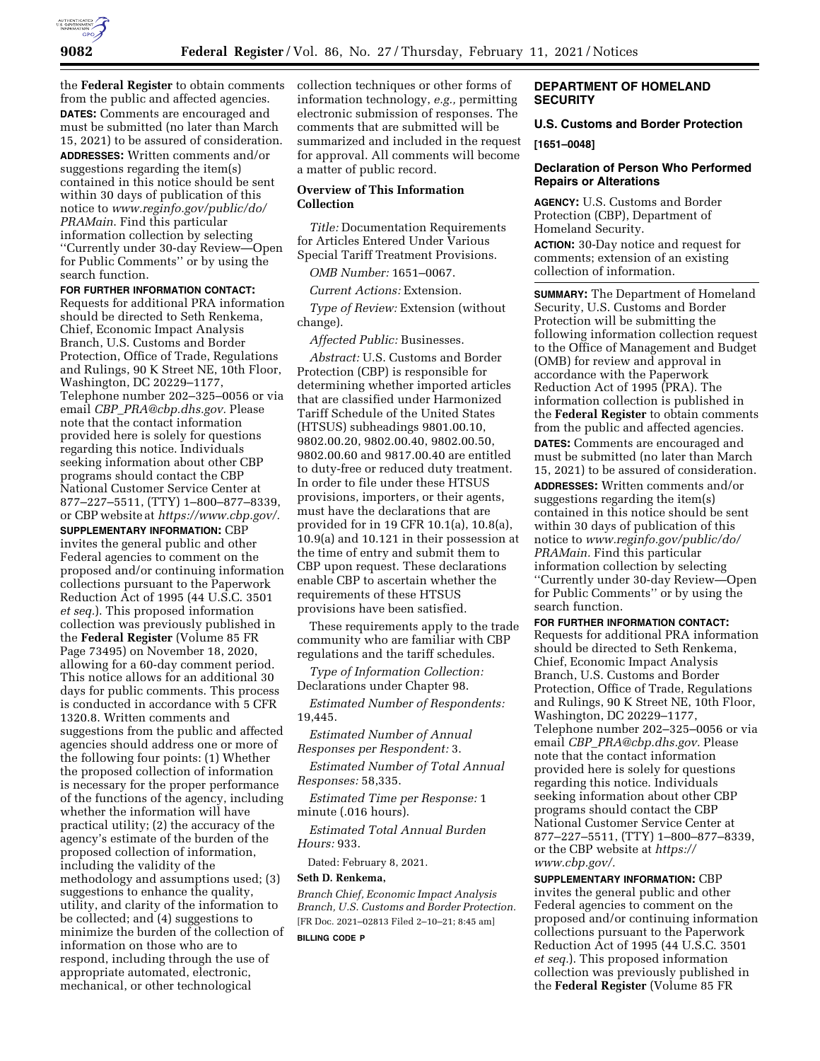the **Federal Register** to obtain comments from the public and affected agencies.

**DATES:** Comments are encouraged and must be submitted (no later than March 15, 2021) to be assured of consideration.

**ADDRESSES:** Written comments and/or suggestions regarding the item(s) contained in this notice should be sent within 30 days of publication of this notice to *www.reginfo.gov/public/do/PRAMain.* Find this particular information collection by selecting ''Currently under 30-day Review—Open for Public Comments'' or by using the search function.

**FOR FURTHER INFORMATION CONTACT:** Requests for additional PRA information should be directed to Seth Renkema, Chief, Economic Impact Analysis Branch, U.S. Customs and Border Protection, Office of Trade, Regulations and Rulings, 90 K Street NE, 10th Floor, Washington, DC 20229–1177, Telephone number 202–325–0056 or via email *CBP_PRA@cbp.dhs.gov.* Please note that the contact information provided here is solely for questions regarding this notice. Individuals seeking information about other CBP programs should contact the CBP National Customer Service Center at 877–227–5511, (TTY) 1–800–877–8339, or CBP website at *https://www.cbp.gov/.*

**SUPPLEMENTARY INFORMATION:** CBP invites the general public and other Federal agencies to comment on the proposed and/or continuing information collections pursuant to the Paperwork Reduction Act of 1995 (44 U.S.C. 3501 *et seq.*). This proposed information collection was previously published in the **Federal Register** (Volume 85 FR Page 73495) on November 18, 2020, allowing for a 60-day comment period. This notice allows for an additional 30 days for public comments. This process is conducted in accordance with 5 CFR 1320.8. Written comments and suggestions from the public and affected agencies should address one or more of the following four points: (1) Whether the proposed collection of information is necessary for the proper performance of the functions of the agency, including whether the information will have practical utility; (2) the accuracy of the agency's estimate of the burden of the proposed collection of information, including the validity of the methodology and assumptions used; (3) suggestions to enhance the quality, utility, and clarity of the information to be collected; and (4) suggestions to minimize the burden of the collection of information on those who are to respond, including through the use of appropriate automated, electronic, mechanical, or other technological collection techniques or other forms of information technology, *e.g.,* permitting electronic submission of responses. The comments that are submitted will be summarized and included in the request for approval. All comments will become a matter of public record.

## Overview of This Information Collection

*Title:* Documentation Requirements for Articles Entered Under Various Special Tariff Treatment Provisions.

*OMB Number:* 1651–0067.

*Current Actions:* Extension.

*Type of Review:* Extension (without change).

*Affected Public:* Businesses.

*Abstract:* U.S. Customs and Border Protection (CBP) is responsible for determining whether imported articles that are classified under Harmonized Tariff Schedule of the United States (HTSUS) subheadings 9801.00.10, 9802.00.20, 9802.00.40, 9802.00.50, 9802.00.60 and 9817.00.40 are entitled to duty-free or reduced duty treatment. In order to file under these HTSUS provisions, importers, or their agents, must have the declarations that are provided for in 19 CFR 10.1(a), 10.8(a), 10.9(a) and 10.121 in their possession at the time of entry and submit them to CBP upon request. These declarations enable CBP to ascertain whether the requirements of these HTSUS provisions have been satisfied.

These requirements apply to the trade community who are familiar with CBP regulations and the tariff schedules.

*Type of Information Collection:* Declarations under Chapter 98.

*Estimated Number of Respondents:* 19,445.

*Estimated Number of Annual Responses per Respondent:* 3.

*Estimated Number of Total Annual Responses:* 58,335.

*Estimated Time per Response:* 1 minute (.016 hours).

*Estimated Total Annual Burden Hours:* 933.

Dated: February 8, 2021.

**Seth D. Renkema,**

*Branch Chief, Economic Impact Analysis Branch, U.S. Customs and Border Protection.*

[FR Doc. 2021–02813 Filed 2–10–21; 8:45 am]

**BILLING CODE P**

## DEPARTMENT OF HOMELAND SECURITY

### U.S. Customs and Border Protection

**[1651–0048]**

### Declaration of Person Who Performed Repairs or Alterations

**AGENCY:** U.S. Customs and Border Protection (CBP), Department of Homeland Security.

**ACTION:** 30-Day notice and request for comments; extension of an existing collection of information.

**SUMMARY:** The Department of Homeland Security, U.S. Customs and Border Protection will be submitting the following information collection request to the Office of Management and Budget (OMB) for review and approval in accordance with the Paperwork Reduction Act of 1995 (PRA). The information collection is published in the **Federal Register** to obtain comments from the public and affected agencies.

**DATES:** Comments are encouraged and must be submitted (no later than March 15, 2021) to be assured of consideration.

**ADDRESSES:** Written comments and/or suggestions regarding the item(s) contained in this notice should be sent within 30 days of publication of this notice to *www.reginfo.gov/public/do/PRAMain.* Find this particular information collection by selecting ''Currently under 30-day Review—Open for Public Comments'' or by using the search function.

**FOR FURTHER INFORMATION CONTACT:** Requests for additional PRA information should be directed to Seth Renkema, Chief, Economic Impact Analysis Branch, U.S. Customs and Border Protection, Office of Trade, Regulations and Rulings, 90 K Street NE, 10th Floor, Washington, DC 20229–1177, Telephone number 202–325–0056 or via email *CBP_PRA@cbp.dhs.gov.* Please note that the contact information provided here is solely for questions regarding this notice. Individuals seeking information about other CBP programs should contact the CBP National Customer Service Center at 877–227–5511, (TTY) 1–800–877–8339, or the CBP website at *https://www.cbp.gov/.*

**SUPPLEMENTARY INFORMATION:** CBP invites the general public and other Federal agencies to comment on the proposed and/or continuing information collections pursuant to the Paperwork Reduction Act of 1995 (44 U.S.C. 3501 *et seq.*). This proposed information collection was previously published in the **Federal Register** (Volume 85 FR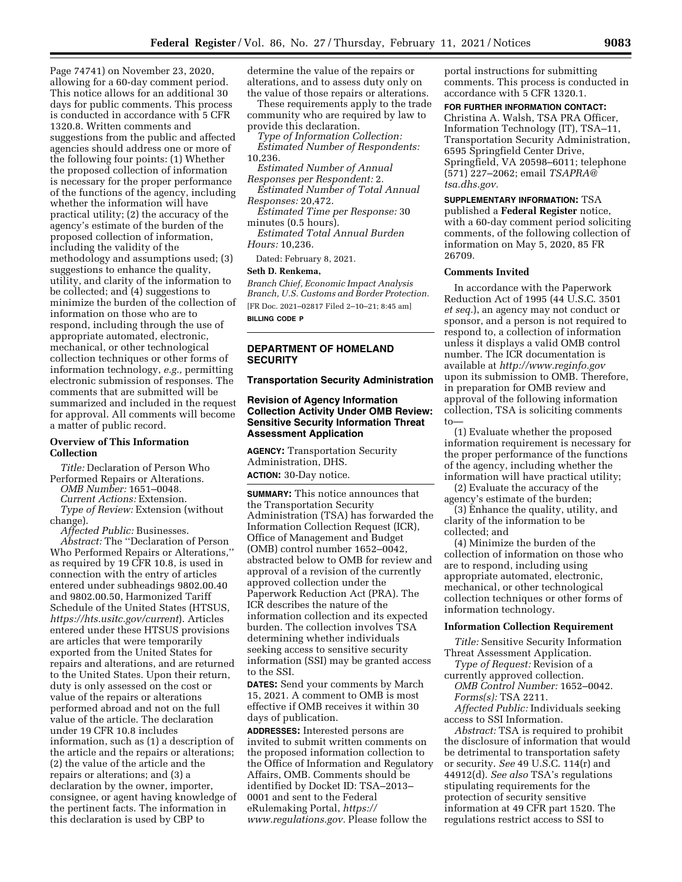Page 74741) on November 23, 2020, allowing for a 60-day comment period. This notice allows for an additional 30 days for public comments. This process is conducted in accordance with 5 CFR 1320.8. Written comments and suggestions from the public and affected agencies should address one or more of the following four points: (1) Whether the proposed collection of information is necessary for the proper performance of the functions of the agency, including whether the information will have practical utility; (2) the accuracy of the agency's estimate of the burden of the proposed collection of information, including the validity of the methodology and assumptions used; (3) suggestions to enhance the quality, utility, and clarity of the information to be collected; and (4) suggestions to minimize the burden of the collection of information on those who are to respond, including through the use of appropriate automated, electronic, mechanical, or other technological collection techniques or other forms of information technology, *e.g.,* permitting electronic submission of responses. The comments that are submitted will be summarized and included in the request for approval. All comments will become a matter of public record.

### Overview of This Information Collection

*Title:* Declaration of Person Who Performed Repairs or Alterations.

*OMB Number:* 1651–0048.

*Current Actions:* Extension.

*Type of Review:* Extension (without change).

*Affected Public:* Businesses.

*Abstract:* The ''Declaration of Person Who Performed Repairs or Alterations,'' as required by 19 CFR 10.8, is used in connection with the entry of articles entered under subheadings 9802.00.40 and 9802.00.50, Harmonized Tariff Schedule of the United States (HTSUS, *https://hts.usitc.gov/current*). Articles entered under these HTSUS provisions are articles that were temporarily exported from the United States for repairs and alterations, and are returned to the United States. Upon their return, duty is only assessed on the cost or value of the repairs or alterations performed abroad and not on the full value of the article. The declaration under 19 CFR 10.8 includes information, such as (1) a description of the article and the repairs or alterations; (2) the value of the article and the repairs or alterations; and (3) a declaration by the owner, importer, consignee, or agent having knowledge of the pertinent facts. The information in this declaration is used by CBP to determine the value of the repairs or alterations, and to assess duty only on the value of those repairs or alterations.

These requirements apply to the trade community who are required by law to provide this declaration.

*Type of Information Collection:*

*Estimated Number of Respondents:* 10,236.

*Estimated Number of Annual Responses per Respondent:* 2.

*Estimated Number of Total Annual Responses:* 20,472.

*Estimated Time per Response:* 30 minutes (0.5 hours).

*Estimated Total Annual Burden Hours:* 10,236.

Dated: February 8, 2021.

**Seth D. Renkema,**

*Branch Chief, Economic Impact Analysis Branch, U.S. Customs and Border Protection.*

[FR Doc. 2021–02817 Filed 2–10–21; 8:45 am]

**BILLING CODE P**

## DEPARTMENT OF HOMELAND SECURITY

### Transportation Security Administration

### Revision of Agency Information Collection Activity Under OMB Review: Sensitive Security Information Threat Assessment Application

**AGENCY:** Transportation Security Administration, DHS.

**ACTION:** 30-Day notice.

**SUMMARY:** This notice announces that the Transportation Security Administration (TSA) has forwarded the Information Collection Request (ICR), Office of Management and Budget (OMB) control number 1652–0042, abstracted below to OMB for review and approval of a revision of the currently approved collection under the Paperwork Reduction Act (PRA). The ICR describes the nature of the information collection and its expected burden. The collection involves TSA determining whether individuals seeking access to sensitive security information (SSI) may be granted access to the SSI.

**DATES:** Send your comments by March 15, 2021. A comment to OMB is most effective if OMB receives it within 30 days of publication.

**ADDRESSES:** Interested persons are invited to submit written comments on the proposed information collection to the Office of Information and Regulatory Affairs, OMB. Comments should be identified by Docket ID: TSA–2013–0001 and sent to the Federal eRulemaking Portal, *https://www.regulations.gov.* Please follow the portal instructions for submitting comments. This process is conducted in accordance with 5 CFR 1320.1.

**FOR FURTHER INFORMATION CONTACT:** Christina A. Walsh, TSA PRA Officer, Information Technology (IT), TSA–11, Transportation Security Administration, 6595 Springfield Center Drive, Springfield, VA 20598–6011; telephone (571) 227–2062; email *TSAPRA@tsa.dhs.gov.*

**SUPPLEMENTARY INFORMATION:** TSA published a **Federal Register** notice, with a 60-day comment period soliciting comments, of the following collection of information on May 5, 2020, 85 FR 26709.

### Comments Invited

In accordance with the Paperwork Reduction Act of 1995 (44 U.S.C. 3501 *et seq.*), an agency may not conduct or sponsor, and a person is not required to respond to, a collection of information unless it displays a valid OMB control number. The ICR documentation is available at *http://www.reginfo.gov* upon its submission to OMB. Therefore, in preparation for OMB review and approval of the following information collection, TSA is soliciting comments to—

(1) Evaluate whether the proposed information requirement is necessary for the proper performance of the functions of the agency, including whether the information will have practical utility;

(2) Evaluate the accuracy of the agency's estimate of the burden;

(3) Enhance the quality, utility, and clarity of the information to be collected; and

(4) Minimize the burden of the collection of information on those who are to respond, including using appropriate automated, electronic, mechanical, or other technological collection techniques or other forms of information technology.

### Information Collection Requirement

*Title:* Sensitive Security Information Threat Assessment Application.

*Type of Request:* Revision of a currently approved collection.

*OMB Control Number:* 1652–0042.

*Forms(s):* TSA 2211.

*Affected Public:* Individuals seeking access to SSI Information.

*Abstract:* TSA is required to prohibit the disclosure of information that would be detrimental to transportation safety or security. *See* 49 U.S.C. 114(r) and 44912(d). *See also* TSA's regulations stipulating requirements for the protection of security sensitive information at 49 CFR part 1520. The regulations restrict access to SSI to